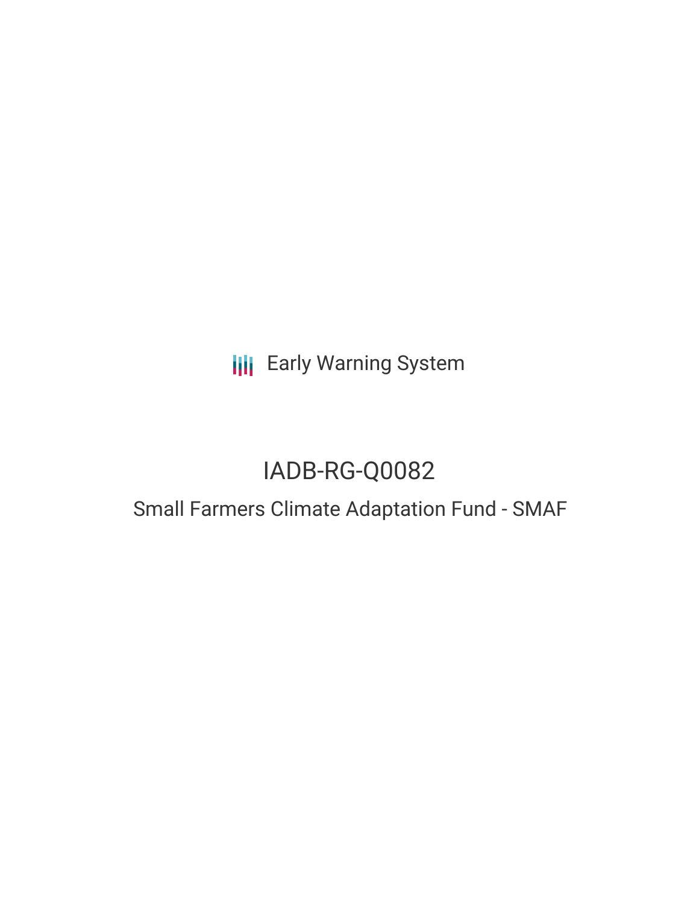Early Warning System

# IADB-RG-Q0082

## Small Farmers Climate Adaptation Fund - SMAF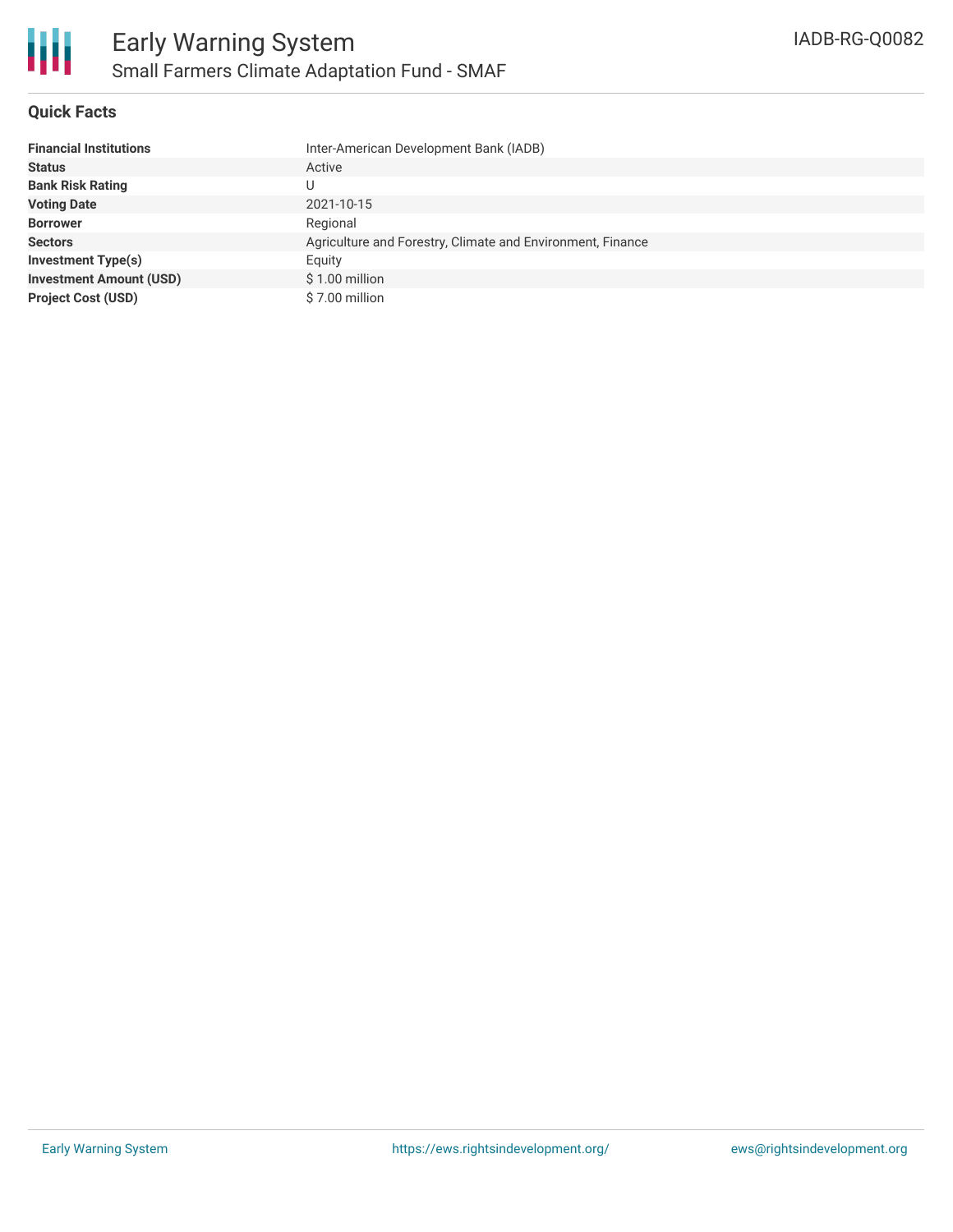# Early Warning System

## Small Farmers Climate Adaptation Fund - SMAF

IADB-RG-Q0082

### Quick Facts

| | |
|---|---|
| **Financial Institutions** | Inter-American Development Bank (IADB) |
| **Status** | Active |
| **Bank Risk Rating** | U |
| **Voting Date** | 2021-10-15 |
| **Borrower** | Regional |
| **Sectors** | Agriculture and Forestry, Climate and Environment, Finance |
| **Investment Type(s)** | Equity |
| **Investment Amount (USD)** | $ 1.00 million |
| **Project Cost (USD)** | $ 7.00 million |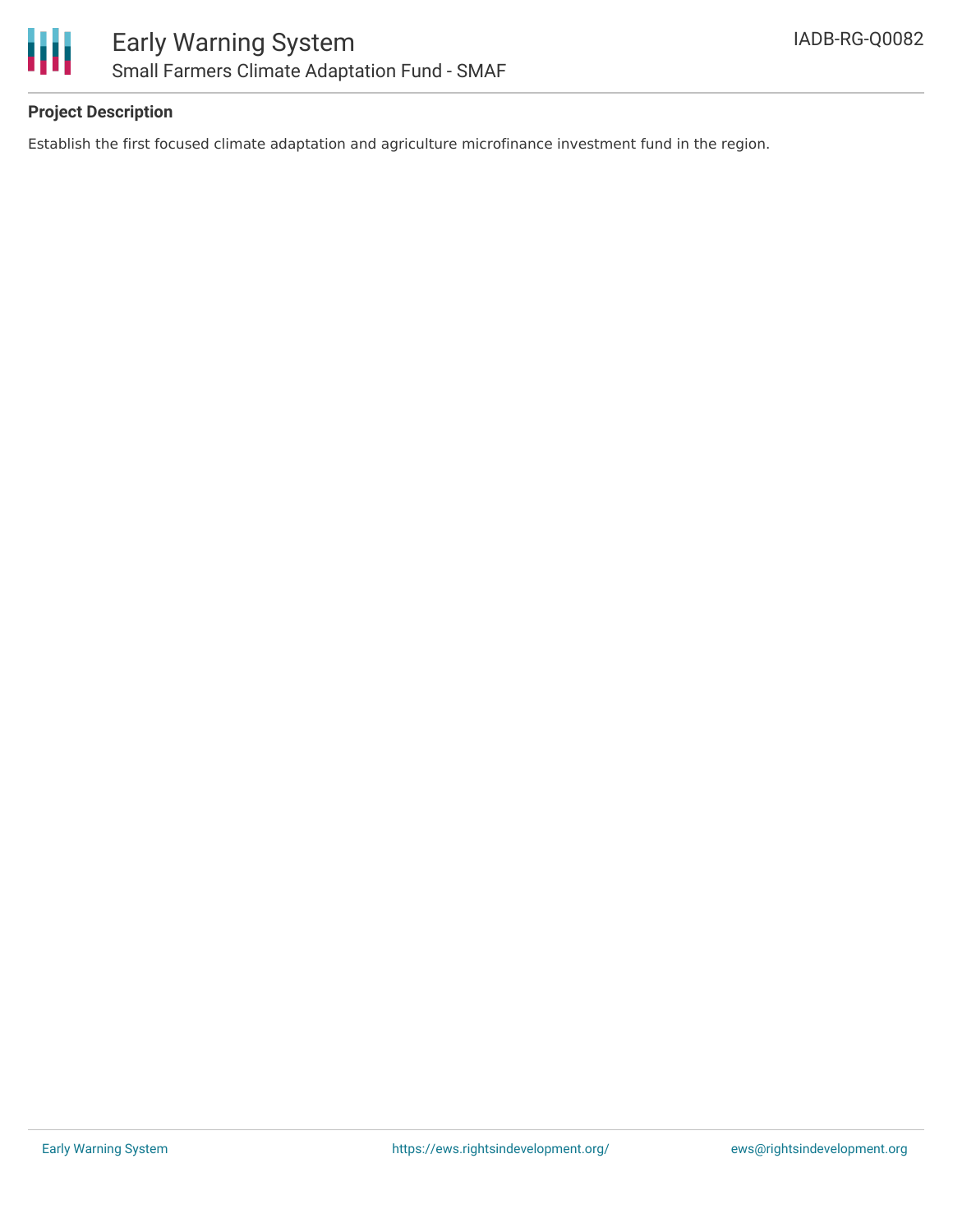## Project Description

Establish the first focused climate adaptation and agriculture microfinance investment fund in the region.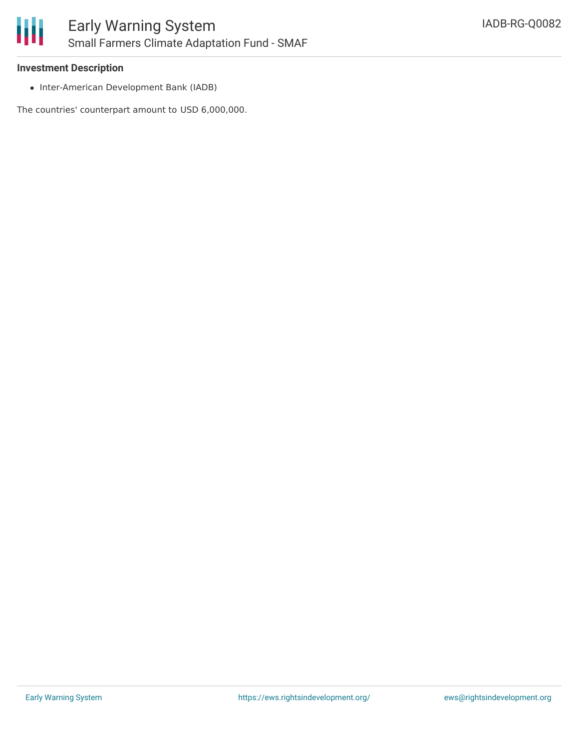**Investment Description**

- Inter-American Development Bank (IADB)

The countries' counterpart amount to USD 6,000,000.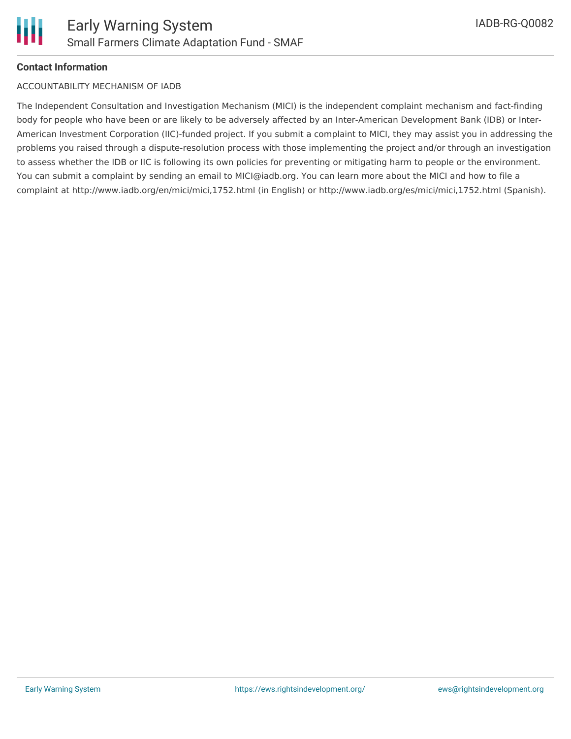**Contact Information**

ACCOUNTABILITY MECHANISM OF IADB

The Independent Consultation and Investigation Mechanism (MICI) is the independent complaint mechanism and fact-finding body for people who have been or are likely to be adversely affected by an Inter-American Development Bank (IDB) or Inter-American Investment Corporation (IIC)-funded project. If you submit a complaint to MICI, they may assist you in addressing the problems you raised through a dispute-resolution process with those implementing the project and/or through an investigation to assess whether the IDB or IIC is following its own policies for preventing or mitigating harm to people or the environment. You can submit a complaint by sending an email to MICI@iadb.org. You can learn more about the MICI and how to file a complaint at http://www.iadb.org/en/mici/mici,1752.html (in English) or http://www.iadb.org/es/mici/mici,1752.html (Spanish).